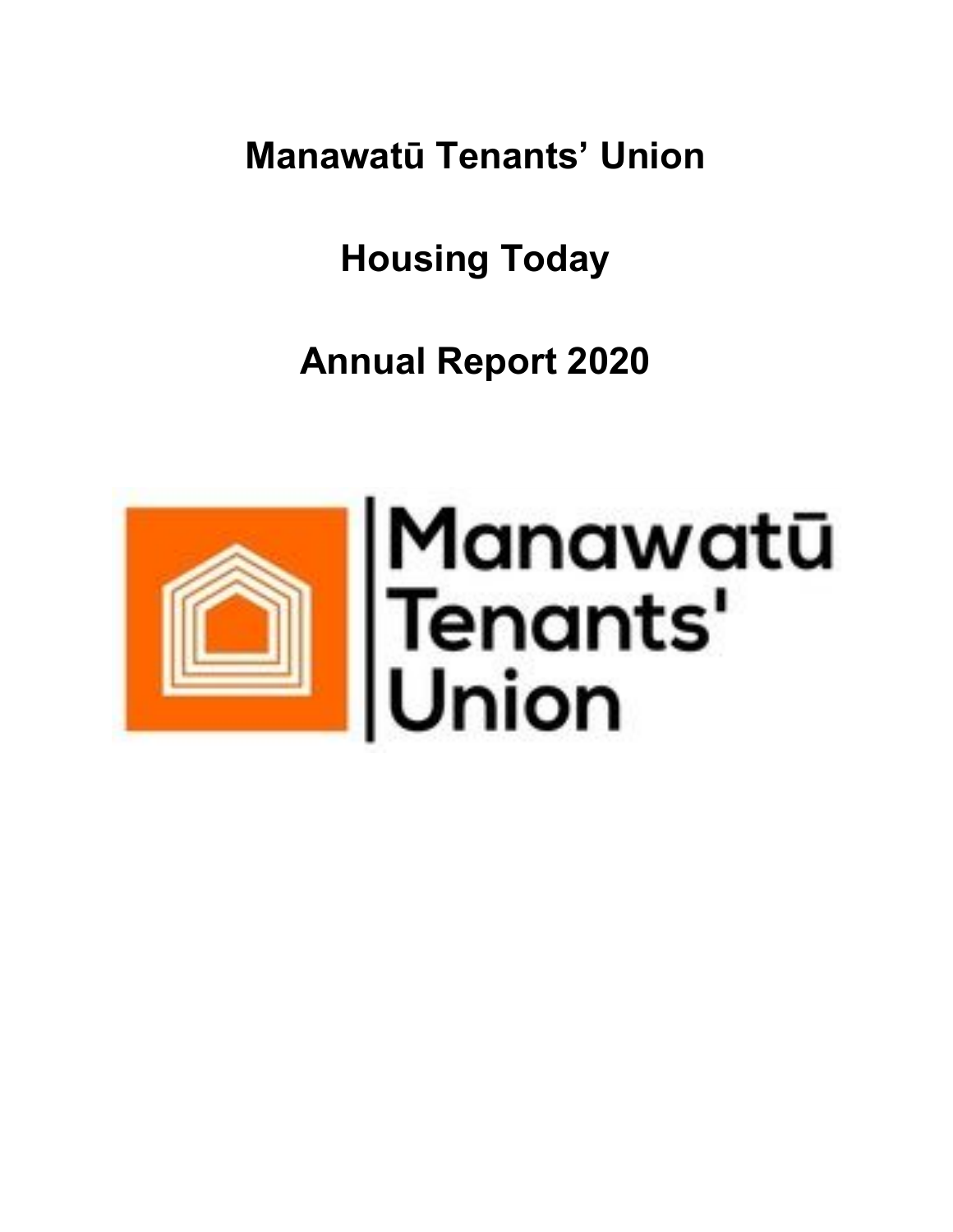# Manawatū Tenants' Union

# Housing Today

# Annual Report 2020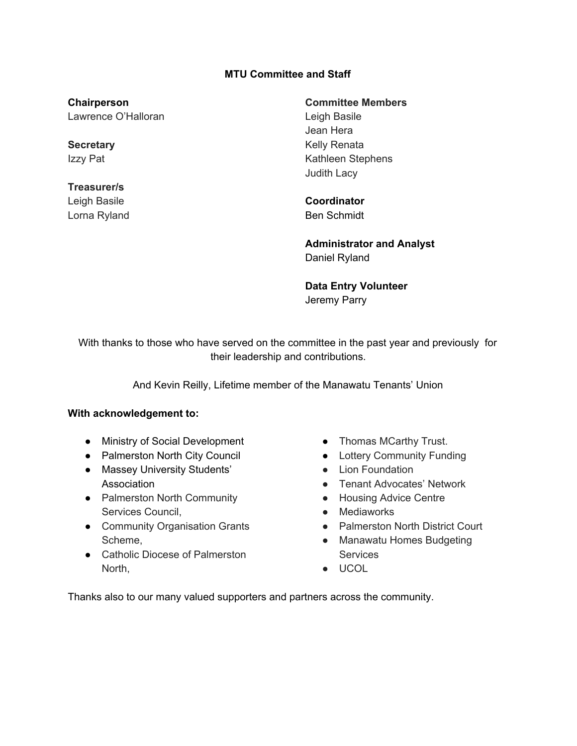## MTU Committee and Staff

**Chairperson**
Lawrence O'Halloran

**Secretary**
Izzy Pat

**Treasurer/s**
Leigh Basile
Lorna Ryland

**Committee Members**
Leigh Basile
Jean Hera
Kelly Renata
Kathleen Stephens
Judith Lacy

**Coordinator**
Ben Schmidt

**Administrator and Analyst**
Daniel Ryland

**Data Entry Volunteer**
Jeremy Parry

With thanks to those who have served on the committee in the past year and previously for their leadership and contributions.

And Kevin Reilly, Lifetime member of the Manawatu Tenants' Union

**With acknowledgement to:**

- Ministry of Social Development
- Palmerston North City Council
- Massey University Students' Association
- Palmerston North Community Services Council,
- Community Organisation Grants Scheme,
- Catholic Diocese of Palmerston North,
- Thomas MCarthy Trust.
- Lottery Community Funding
- Lion Foundation
- Tenant Advocates' Network
- Housing Advice Centre
- Mediaworks
- Palmerston North District Court
- Manawatu Homes Budgeting Services
- UCOL

Thanks also to our many valued supporters and partners across the community.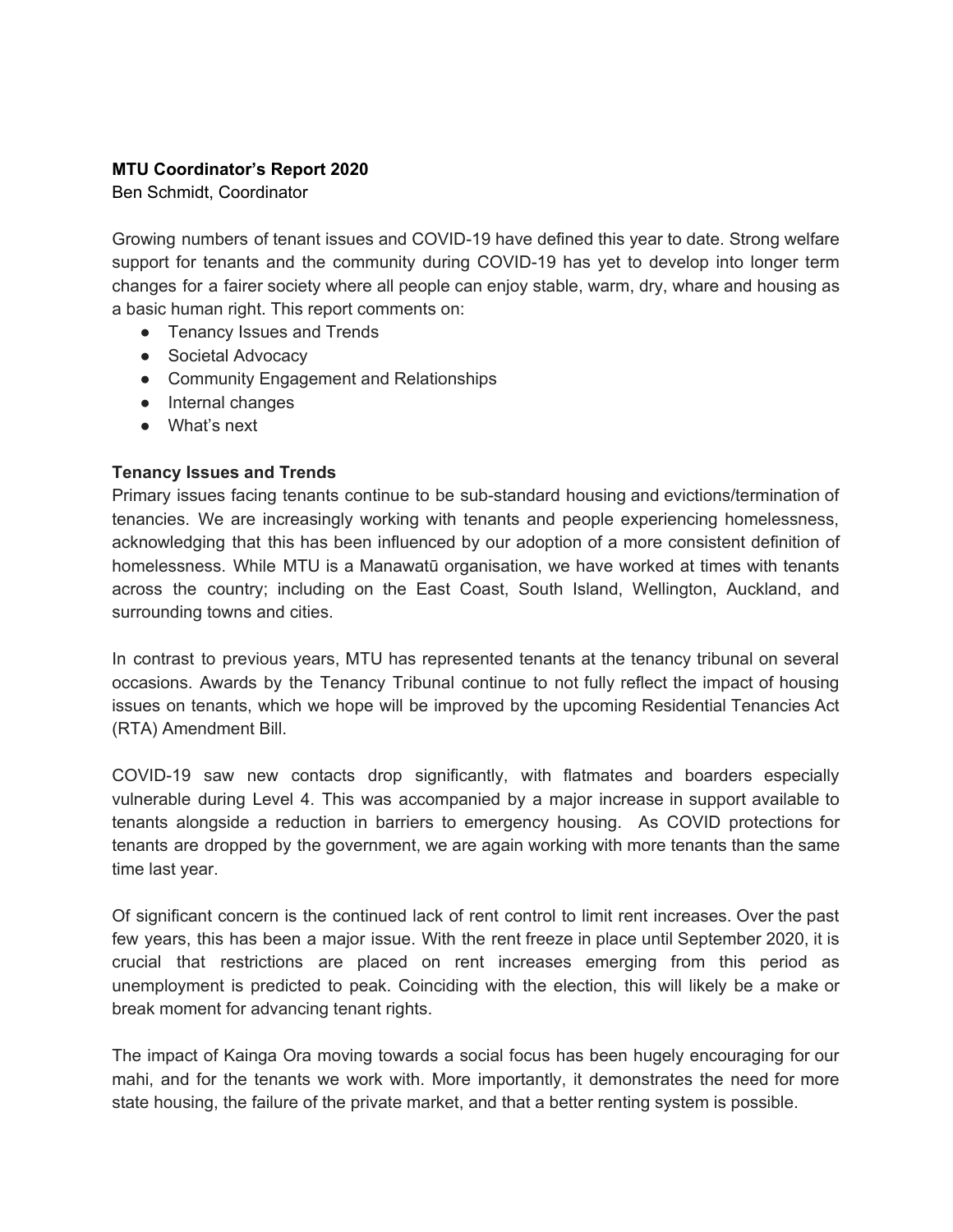**MTU Coordinator's Report 2020**

Ben Schmidt, Coordinator

Growing numbers of tenant issues and COVID-19 have defined this year to date. Strong welfare support for tenants and the community during COVID-19 has yet to develop into longer term changes for a fairer society where all people can enjoy stable, warm, dry, whare and housing as a basic human right. This report comments on:

- Tenancy Issues and Trends
- Societal Advocacy
- Community Engagement and Relationships
- Internal changes
- What's next

**Tenancy Issues and Trends**

Primary issues facing tenants continue to be sub-standard housing and evictions/termination of tenancies. We are increasingly working with tenants and people experiencing homelessness, acknowledging that this has been influenced by our adoption of a more consistent definition of homelessness. While MTU is a Manawatū organisation, we have worked at times with tenants across the country; including on the East Coast, South Island, Wellington, Auckland, and surrounding towns and cities.

In contrast to previous years, MTU has represented tenants at the tenancy tribunal on several occasions. Awards by the Tenancy Tribunal continue to not fully reflect the impact of housing issues on tenants, which we hope will be improved by the upcoming Residential Tenancies Act (RTA) Amendment Bill.

COVID-19 saw new contacts drop significantly, with flatmates and boarders especially vulnerable during Level 4. This was accompanied by a major increase in support available to tenants alongside a reduction in barriers to emergency housing. As COVID protections for tenants are dropped by the government, we are again working with more tenants than the same time last year.

Of significant concern is the continued lack of rent control to limit rent increases. Over the past few years, this has been a major issue. With the rent freeze in place until September 2020, it is crucial that restrictions are placed on rent increases emerging from this period as unemployment is predicted to peak. Coinciding with the election, this will likely be a make or break moment for advancing tenant rights.

The impact of Kainga Ora moving towards a social focus has been hugely encouraging for our mahi, and for the tenants we work with. More importantly, it demonstrates the need for more state housing, the failure of the private market, and that a better renting system is possible.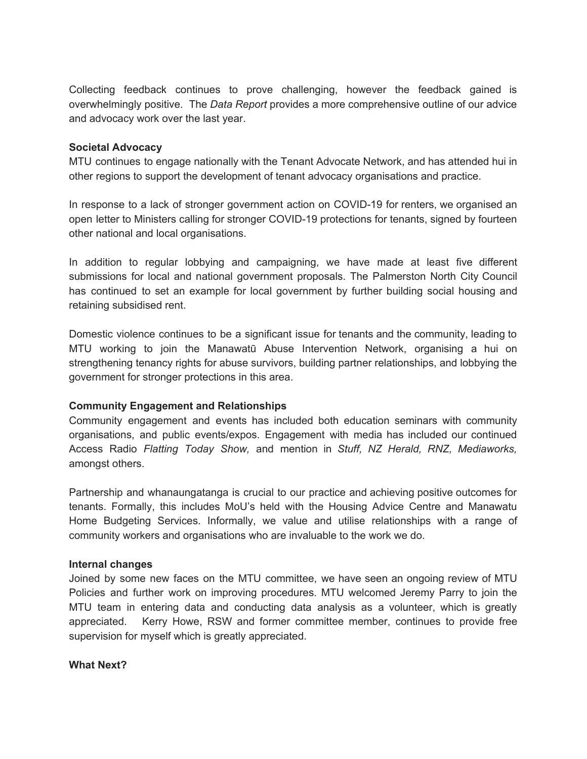Collecting feedback continues to prove challenging, however the feedback gained is overwhelmingly positive. The *Data Report* provides a more comprehensive outline of our advice and advocacy work over the last year.

**Societal Advocacy**

MTU continues to engage nationally with the Tenant Advocate Network, and has attended hui in other regions to support the development of tenant advocacy organisations and practice.

In response to a lack of stronger government action on COVID-19 for renters, we organised an open letter to Ministers calling for stronger COVID-19 protections for tenants, signed by fourteen other national and local organisations.

In addition to regular lobbying and campaigning, we have made at least five different submissions for local and national government proposals. The Palmerston North City Council has continued to set an example for local government by further building social housing and retaining subsidised rent.

Domestic violence continues to be a significant issue for tenants and the community, leading to MTU working to join the Manawatū Abuse Intervention Network, organising a hui on strengthening tenancy rights for abuse survivors, building partner relationships, and lobbying the government for stronger protections in this area.

**Community Engagement and Relationships**

Community engagement and events has included both education seminars with community organisations, and public events/expos. Engagement with media has included our continued Access Radio *Flatting Today Show,* and mention in *Stuff, NZ Herald, RNZ, Mediaworks,* amongst others.

Partnership and whanaungatanga is crucial to our practice and achieving positive outcomes for tenants. Formally, this includes MoU's held with the Housing Advice Centre and Manawatu Home Budgeting Services. Informally, we value and utilise relationships with a range of community workers and organisations who are invaluable to the work we do.

**Internal changes**

Joined by some new faces on the MTU committee, we have seen an ongoing review of MTU Policies and further work on improving procedures. MTU welcomed Jeremy Parry to join the MTU team in entering data and conducting data analysis as a volunteer, which is greatly appreciated. Kerry Howe, RSW and former committee member, continues to provide free supervision for myself which is greatly appreciated.

**What Next?**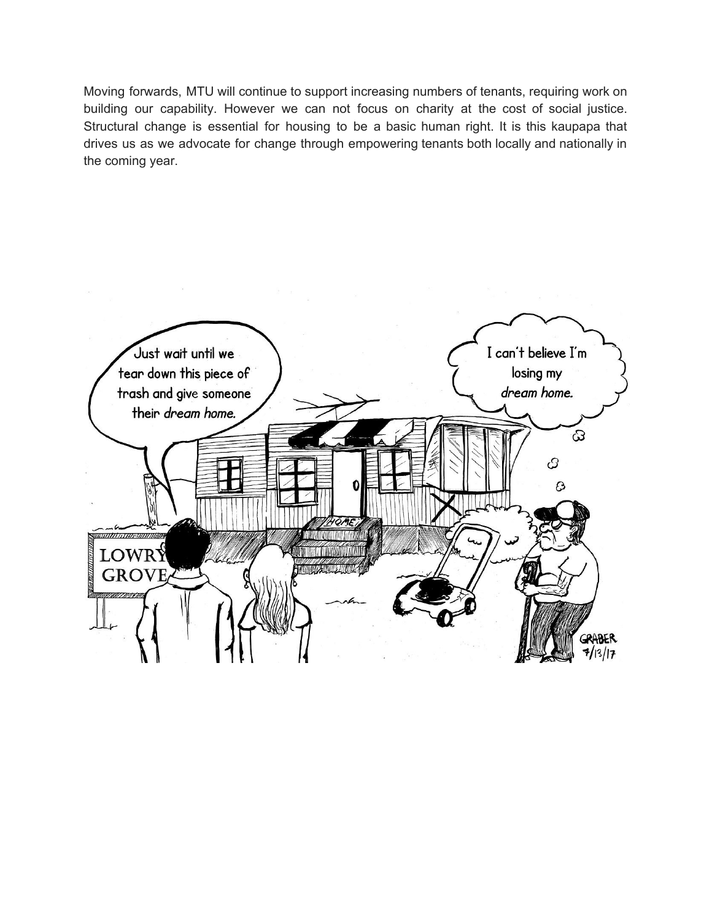Moving forwards, MTU will continue to support increasing numbers of tenants, requiring work on building our capability. However we can not focus on charity at the cost of social justice. Structural change is essential for housing to be a basic human right. It is this kaupapa that drives us as we advocate for change through empowering tenants both locally and nationally in the coming year.